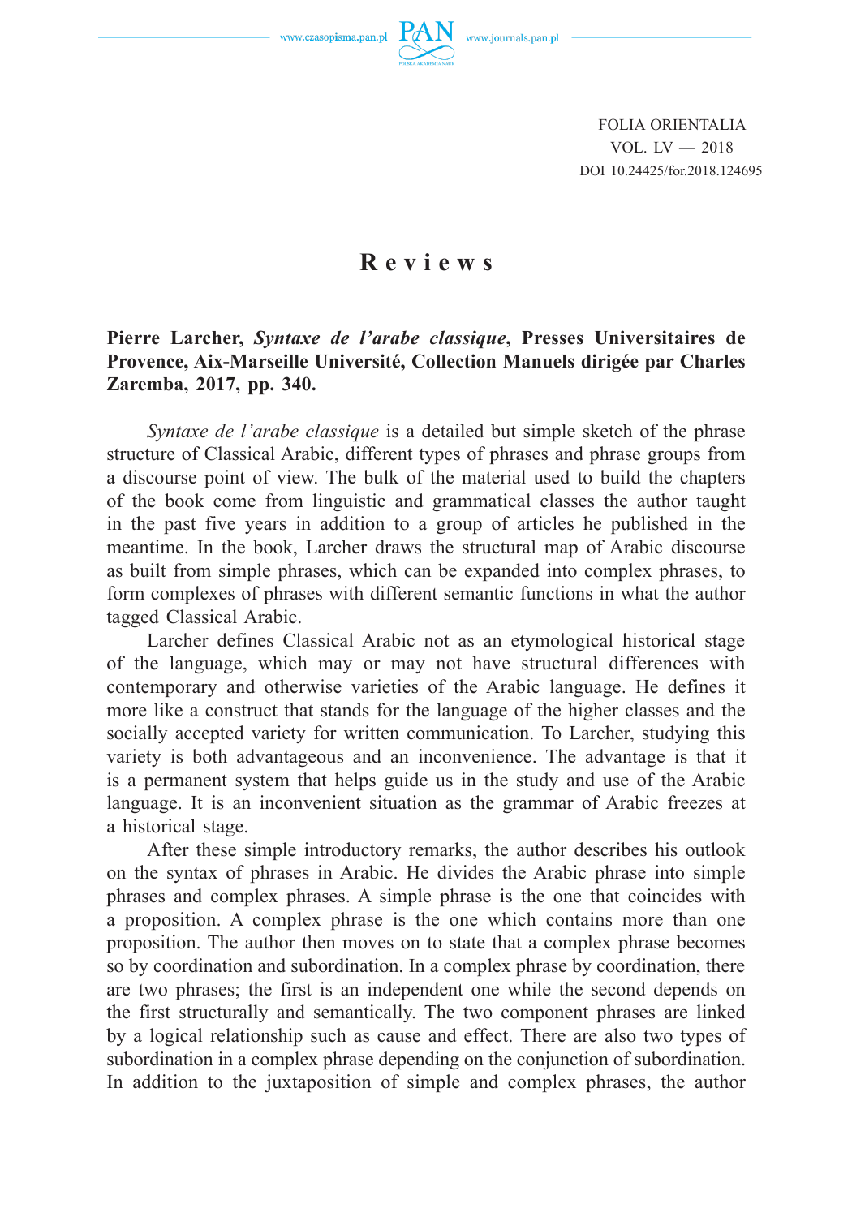FOLIA ORIENTALIA
VOL. LV — 2018
DOI 10.24425/for.2018.124695

# Reviews

**Pierre Larcher, *Syntaxe de l'arabe classique*, Presses Universitaires de Provence, Aix-Marseille Université, Collection Manuels dirigée par Charles Zaremba, 2017, pp. 340.**

*Syntaxe de l'arabe classique* is a detailed but simple sketch of the phrase structure of Classical Arabic, different types of phrases and phrase groups from a discourse point of view. The bulk of the material used to build the chapters of the book come from linguistic and grammatical classes the author taught in the past five years in addition to a group of articles he published in the meantime. In the book, Larcher draws the structural map of Arabic discourse as built from simple phrases, which can be expanded into complex phrases, to form complexes of phrases with different semantic functions in what the author tagged Classical Arabic.

Larcher defines Classical Arabic not as an etymological historical stage of the language, which may or may not have structural differences with contemporary and otherwise varieties of the Arabic language. He defines it more like a construct that stands for the language of the higher classes and the socially accepted variety for written communication. To Larcher, studying this variety is both advantageous and an inconvenience. The advantage is that it is a permanent system that helps guide us in the study and use of the Arabic language. It is an inconvenient situation as the grammar of Arabic freezes at a historical stage.

After these simple introductory remarks, the author describes his outlook on the syntax of phrases in Arabic. He divides the Arabic phrase into simple phrases and complex phrases. A simple phrase is the one that coincides with a proposition. A complex phrase is the one which contains more than one proposition. The author then moves on to state that a complex phrase becomes so by coordination and subordination. In a complex phrase by coordination, there are two phrases; the first is an independent one while the second depends on the first structurally and semantically. The two component phrases are linked by a logical relationship such as cause and effect. There are also two types of subordination in a complex phrase depending on the conjunction of subordination. In addition to the juxtaposition of simple and complex phrases, the author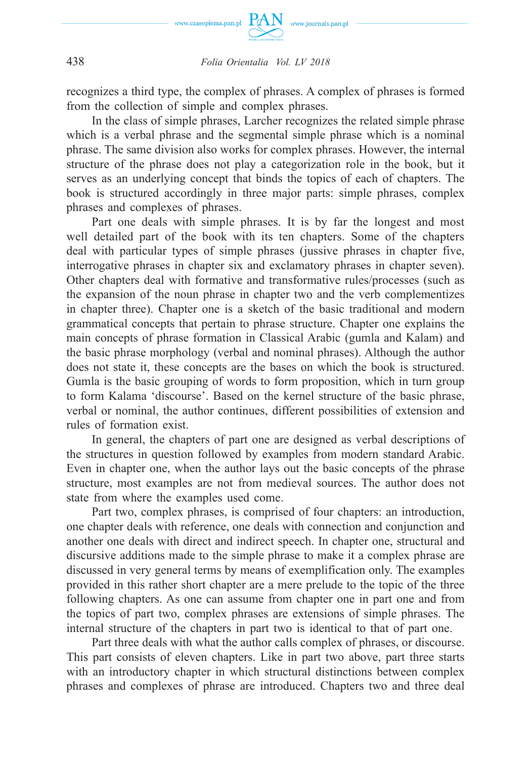recognizes a third type, the complex of phrases. A complex of phrases is formed from the collection of simple and complex phrases.

In the class of simple phrases, Larcher recognizes the related simple phrase which is a verbal phrase and the segmental simple phrase which is a nominal phrase. The same division also works for complex phrases. However, the internal structure of the phrase does not play a categorization role in the book, but it serves as an underlying concept that binds the topics of each of chapters. The book is structured accordingly in three major parts: simple phrases, complex phrases and complexes of phrases.

Part one deals with simple phrases. It is by far the longest and most well detailed part of the book with its ten chapters. Some of the chapters deal with particular types of simple phrases (jussive phrases in chapter five, interrogative phrases in chapter six and exclamatory phrases in chapter seven). Other chapters deal with formative and transformative rules/processes (such as the expansion of the noun phrase in chapter two and the verb complementizes in chapter three). Chapter one is a sketch of the basic traditional and modern grammatical concepts that pertain to phrase structure. Chapter one explains the main concepts of phrase formation in Classical Arabic (gumla and Kalam) and the basic phrase morphology (verbal and nominal phrases). Although the author does not state it, these concepts are the bases on which the book is structured. Gumla is the basic grouping of words to form proposition, which in turn group to form Kalama 'discourse'. Based on the kernel structure of the basic phrase, verbal or nominal, the author continues, different possibilities of extension and rules of formation exist.

In general, the chapters of part one are designed as verbal descriptions of the structures in question followed by examples from modern standard Arabic. Even in chapter one, when the author lays out the basic concepts of the phrase structure, most examples are not from medieval sources. The author does not state from where the examples used come.

Part two, complex phrases, is comprised of four chapters: an introduction, one chapter deals with reference, one deals with connection and conjunction and another one deals with direct and indirect speech. In chapter one, structural and discursive additions made to the simple phrase to make it a complex phrase are discussed in very general terms by means of exemplification only. The examples provided in this rather short chapter are a mere prelude to the topic of the three following chapters. As one can assume from chapter one in part one and from the topics of part two, complex phrases are extensions of simple phrases. The internal structure of the chapters in part two is identical to that of part one.

Part three deals with what the author calls complex of phrases, or discourse. This part consists of eleven chapters. Like in part two above, part three starts with an introductory chapter in which structural distinctions between complex phrases and complexes of phrase are introduced. Chapters two and three deal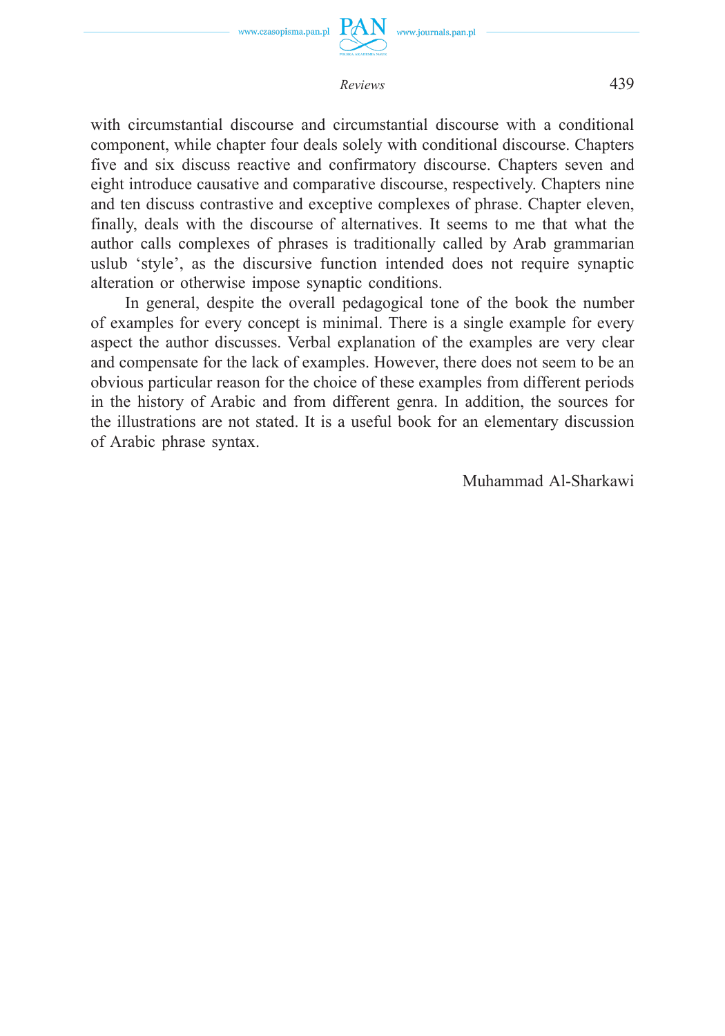with circumstantial discourse and circumstantial discourse with a conditional component, while chapter four deals solely with conditional discourse. Chapters five and six discuss reactive and confirmatory discourse. Chapters seven and eight introduce causative and comparative discourse, respectively. Chapters nine and ten discuss contrastive and exceptive complexes of phrase. Chapter eleven, finally, deals with the discourse of alternatives. It seems to me that what the author calls complexes of phrases is traditionally called by Arab grammarian uslub 'style', as the discursive function intended does not require synaptic alteration or otherwise impose synaptic conditions.

In general, despite the overall pedagogical tone of the book the number of examples for every concept is minimal. There is a single example for every aspect the author discusses. Verbal explanation of the examples are very clear and compensate for the lack of examples. However, there does not seem to be an obvious particular reason for the choice of these examples from different periods in the history of Arabic and from different genra. In addition, the sources for the illustrations are not stated. It is a useful book for an elementary discussion of Arabic phrase syntax.

Muhammad Al-Sharkawi